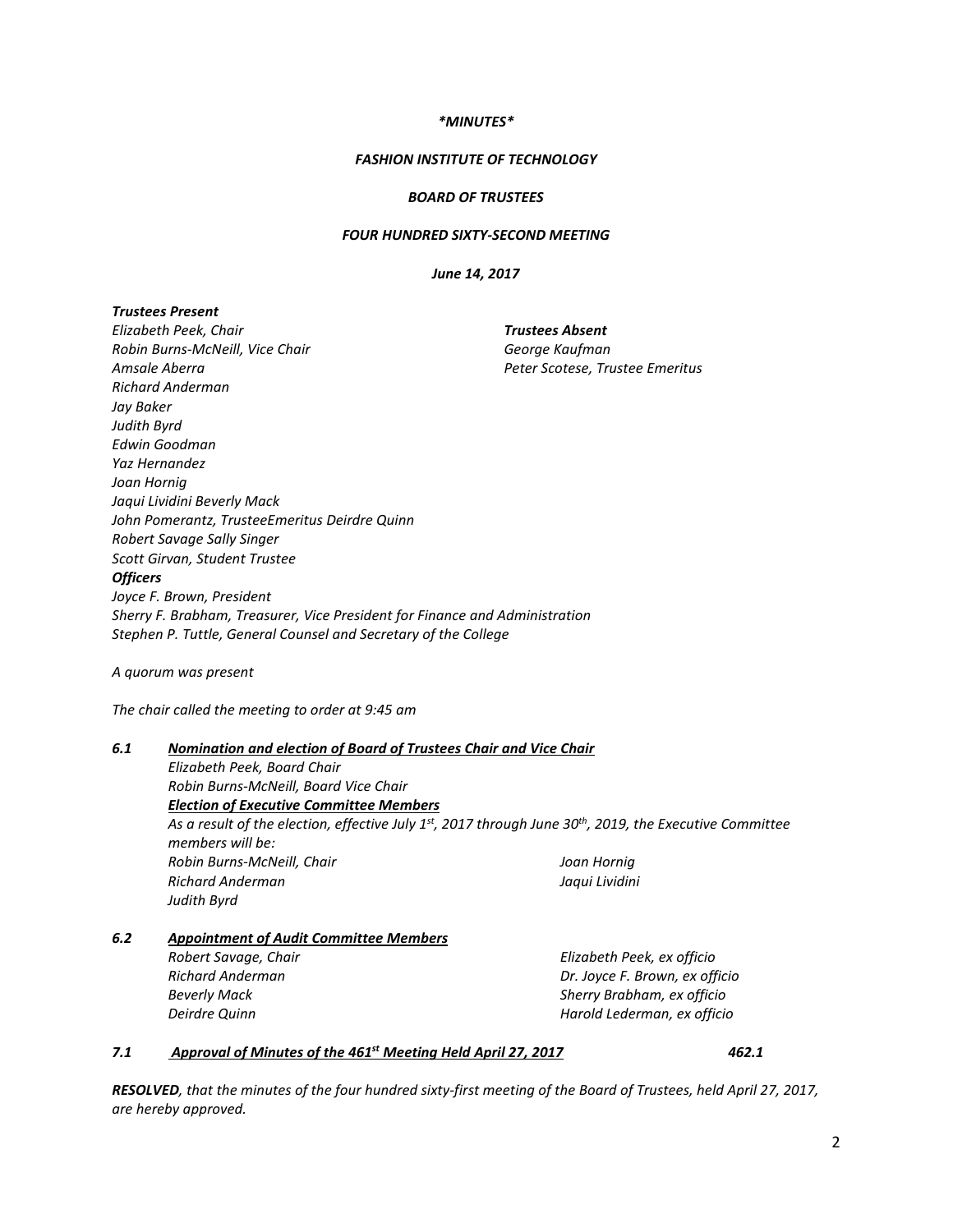*\*MINUTES\**

***FASHION INSTITUTE OF TECHNOLOGY***

***BOARD OF TRUSTEES***

***FOUR HUNDRED SIXTY-SECOND MEETING***

***June 14, 2017***

***Trustees Present***

*Elizabeth Peek, Chair*
*Robin Burns-McNeill, Vice Chair*
*Amsale Aberra*
*Richard Anderman*
*Jay Baker*
*Judith Byrd*
*Edwin Goodman*
*Yaz Hernandez*
*Joan Hornig*
*Jaqui Lividini Beverly Mack*
*John Pomerantz, TrusteeEmeritus Deirdre Quinn*
*Robert Savage Sally Singer*
*Scott Girvan, Student Trustee*

***Trustees Absent***

*George Kaufman*
*Peter Scotese, Trustee Emeritus*

***Officers***

*Joyce F. Brown, President*
*Sherry F. Brabham, Treasurer, Vice President for Finance and Administration*
*Stephen P. Tuttle, General Counsel and Secretary of the College*

*A quorum was present*

*The chair called the meeting to order at 9:45 am*

***6.1 <u>Nomination and election of Board of Trustees Chair and Vice Chair</u>***

*Elizabeth Peek, Board Chair*
*Robin Burns-McNeill, Board Vice Chair*

***<u>Election of Executive Committee Members</u>***

*As a result of the election, effective July 1st, 2017 through June 30th, 2019, the Executive Committee members will be:*

*Robin Burns-McNeill, Chair*
*Richard Anderman*
*Judith Byrd*
*Joan Hornig*
*Jaqui Lividini*

***6.2 <u>Appointment of Audit Committee Members</u>***

*Robert Savage, Chair*
*Richard Anderman*
*Beverly Mack*
*Deirdre Quinn*
*Elizabeth Peek, ex officio*
*Dr. Joyce F. Brown, ex officio*
*Sherry Brabham, ex officio*
*Harold Lederman, ex officio*

***7.1 <u>Approval of Minutes of the 461st Meeting Held April 27, 2017</u>*** ***462.1***

***RESOLVED**, that the minutes of the four hundred sixty-first meeting of the Board of Trustees, held April 27, 2017, are hereby approved.*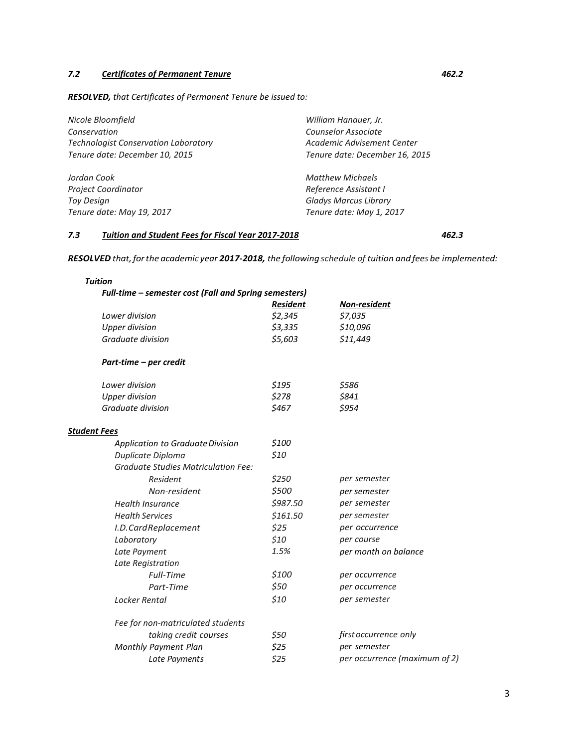### *7.2 Certificates of Permanent Tenure* *462.2*

***RESOLVED,*** *that Certificates of Permanent Tenure be issued to:*

*Nicole Bloomfield*
*Conservation*
*Technologist Conservation Laboratory*
*Tenure date: December 10, 2015*

*William Hanauer, Jr.*
*Counselor Associate*
*Academic Advisement Center*
*Tenure date: December 16, 2015*

*Jordan Cook*
*Project Coordinator*
*Toy Design*
*Tenure date: May 19, 2017*

*Matthew Michaels*
*Reference Assistant I*
*Gladys Marcus Library*
*Tenure date: May 1, 2017*

### *7.3 Tuition and Student Fees for Fiscal Year 2017-2018* *462.3*

***RESOLVED*** *that, for the academic year* ***2017-2018,*** *the following schedule of tuition and fees be implemented:*

***Tuition***

***Full-time – semester cost (Fall and Spring semesters)***

| | ***Resident*** | ***Non-resident*** |
|---|---|---|
| *Lower division* | *$2,345* | *$7,035* |
| *Upper division* | *$3,335* | *$10,096* |
| *Graduate division* | *$5,603* | *$11,449* |

***Part-time – per credit***

| | | |
|---|---|---|
| *Lower division* | *$195* | *$586* |
| *Upper division* | *$278* | *$841* |
| *Graduate division* | *$467* | *$954* |

***Student Fees***

| | | |
|---|---|---|
| *Application to Graduate Division* | *$100* | |
| *Duplicate Diploma* | *$10* | |
| *Graduate Studies Matriculation Fee:* | | |
| *Resident* | *$250* | *per semester* |
| *Non-resident* | *$500* | *per semester* |
| *Health Insurance* | *$987.50* | *per semester* |
| *Health Services* | *$161.50* | *per semester* |
| *I.D. Card Replacement* | *$25* | *per occurrence* |
| *Laboratory* | *$10* | *per course* |
| *Late Payment* | *1.5%* | *per month on balance* |
| *Late Registration* | | |
| *Full-Time* | *$100* | *per occurrence* |
| *Part-Time* | *$50* | *per occurrence* |
| *Locker Rental* | *$10* | *per semester* |
| *Fee for non-matriculated students taking credit courses* | *$50* | *first occurrence only* |
| *Monthly Payment Plan* | *$25* | *per semester* |
| *Late Payments* | *$25* | *per occurrence (maximum of 2)* |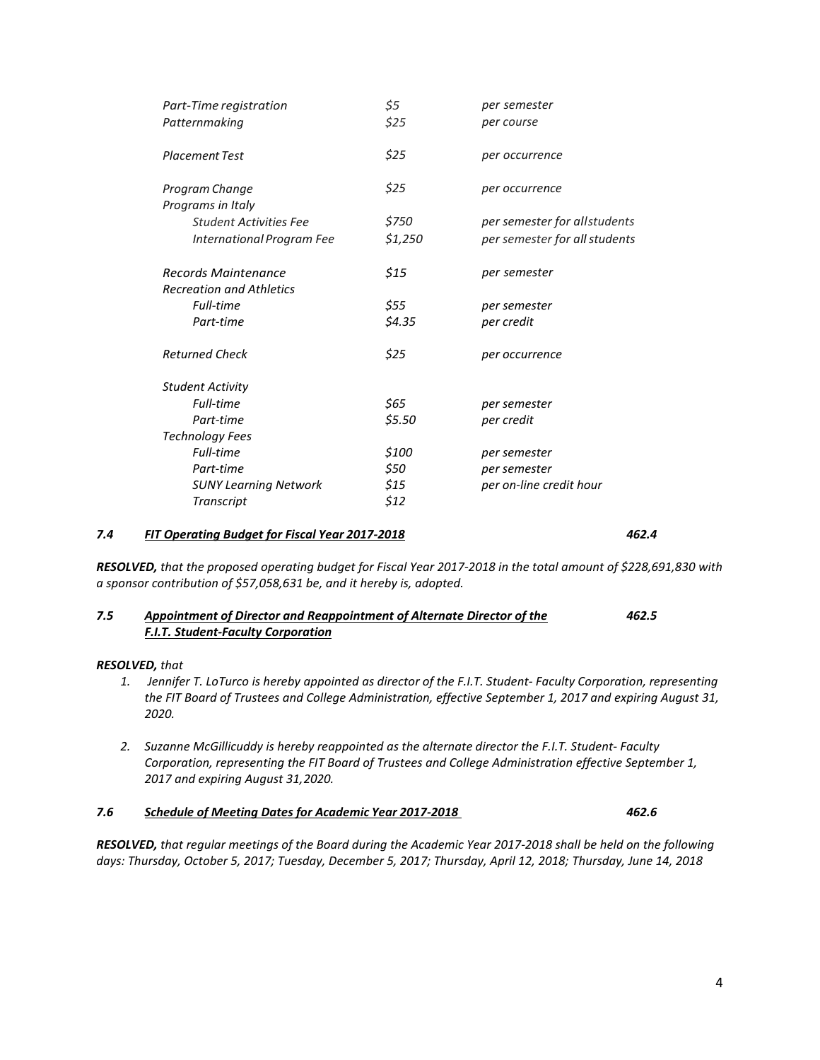| | | |
|---|---|---|
| *Part-Time registration* | *$5* | *per semester* |
| *Patternmaking* | *$25* | *per course* |
| *Placement Test* | *$25* | *per occurrence* |
| *Program Change* | *$25* | *per occurrence* |
| *Programs in Italy* | | |
| *Student Activities Fee* | *$750* | *per semester for all students* |
| *International Program Fee* | *$1,250* | *per semester for all students* |
| *Records Maintenance* | *$15* | *per semester* |
| *Recreation and Athletics* | | |
| *Full-time* | *$55* | *per semester* |
| *Part-time* | *$4.35* | *per credit* |
| *Returned Check* | *$25* | *per occurrence* |
| *Student Activity* | | |
| *Full-time* | *$65* | *per semester* |
| *Part-time* | *$5.50* | *per credit* |
| *Technology Fees* | | |
| *Full-time* | *$100* | *per semester* |
| *Part-time* | *$50* | *per semester* |
| *SUNY Learning Network* | *$15* | *per on-line credit hour* |
| *Transcript* | *$12* | |

### *7.4 FIT Operating Budget for Fiscal Year 2017-2018* — *462.4*

***RESOLVED,*** *that the proposed operating budget for Fiscal Year 2017-2018 in the total amount of $228,691,830 with a sponsor contribution of $57,058,631 be, and it hereby is, adopted.*

### *7.5 Appointment of Director and Reappointment of Alternate Director of the F.I.T. Student-Faculty Corporation* — *462.5*

***RESOLVED,*** *that*

1. *Jennifer T. LoTurco is hereby appointed as director of the F.I.T. Student- Faculty Corporation, representing the FIT Board of Trustees and College Administration, effective September 1, 2017 and expiring August 31, 2020.*
2. *Suzanne McGillicuddy is hereby reappointed as the alternate director the F.I.T. Student- Faculty Corporation, representing the FIT Board of Trustees and College Administration effective September 1, 2017 and expiring August 31, 2020.*

### *7.6 Schedule of Meeting Dates for Academic Year 2017-2018* — *462.6*

***RESOLVED,*** *that regular meetings of the Board during the Academic Year 2017-2018 shall be held on the following days: Thursday, October 5, 2017; Tuesday, December 5, 2017; Thursday, April 12, 2018; Thursday, June 14, 2018*